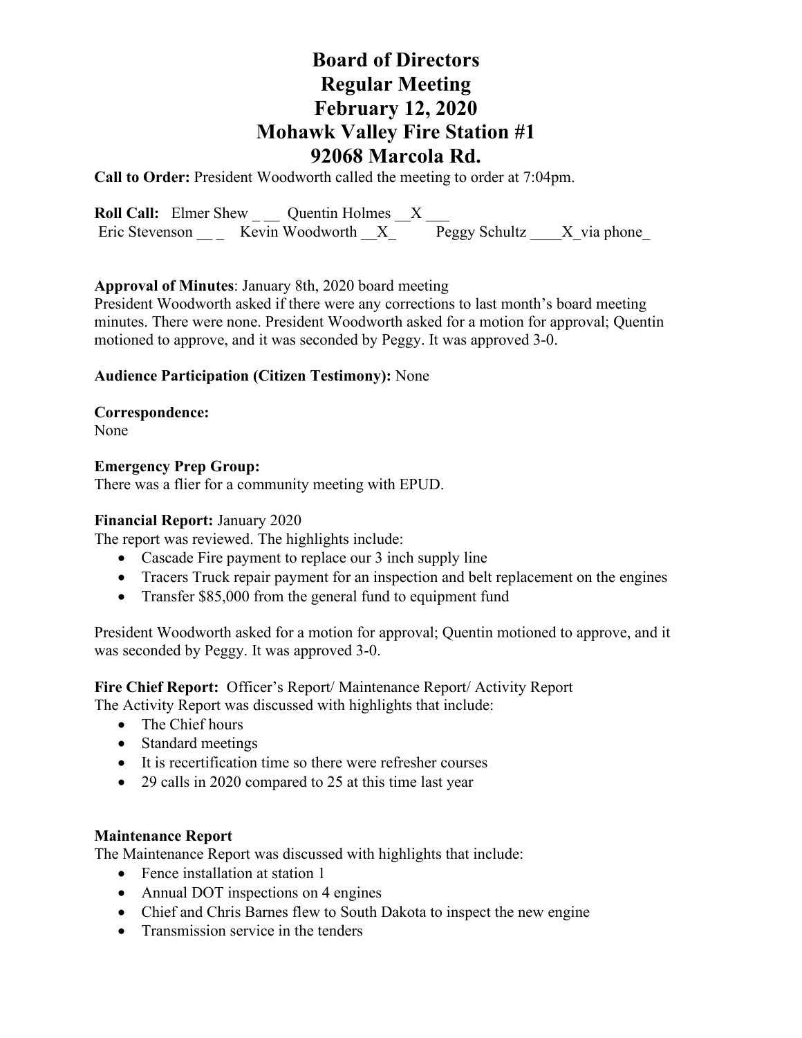# Board of Directors
# Regular Meeting
# February 12, 2020
# Mohawk Valley Fire Station #1
# 92068 Marcola Rd.

**Call to Order:** President Woodworth called the meeting to order at 7:04pm.

**Roll Call:** Elmer Shew _ __ Quentin Holmes __X ___
Eric Stevenson __ _ Kevin Woodworth __X_ Peggy Schultz ____X_via phone_

**Approval of Minutes**: January 8th, 2020 board meeting
President Woodworth asked if there were any corrections to last month's board meeting minutes. There were none. President Woodworth asked for a motion for approval; Quentin motioned to approve, and it was seconded by Peggy. It was approved 3-0.

**Audience Participation (Citizen Testimony):** None

**Correspondence:**
None

**Emergency Prep Group:**
There was a flier for a community meeting with EPUD.

**Financial Report:** January 2020
The report was reviewed. The highlights include:

- Cascade Fire payment to replace our 3 inch supply line
- Tracers Truck repair payment for an inspection and belt replacement on the engines
- Transfer $85,000 from the general fund to equipment fund

President Woodworth asked for a motion for approval; Quentin motioned to approve, and it was seconded by Peggy. It was approved 3-0.

**Fire Chief Report:** Officer's Report/ Maintenance Report/ Activity Report
The Activity Report was discussed with highlights that include:

- The Chief hours
- Standard meetings
- It is recertification time so there were refresher courses
- 29 calls in 2020 compared to 25 at this time last year

**Maintenance Report**
The Maintenance Report was discussed with highlights that include:

- Fence installation at station 1
- Annual DOT inspections on 4 engines
- Chief and Chris Barnes flew to South Dakota to inspect the new engine
- Transmission service in the tenders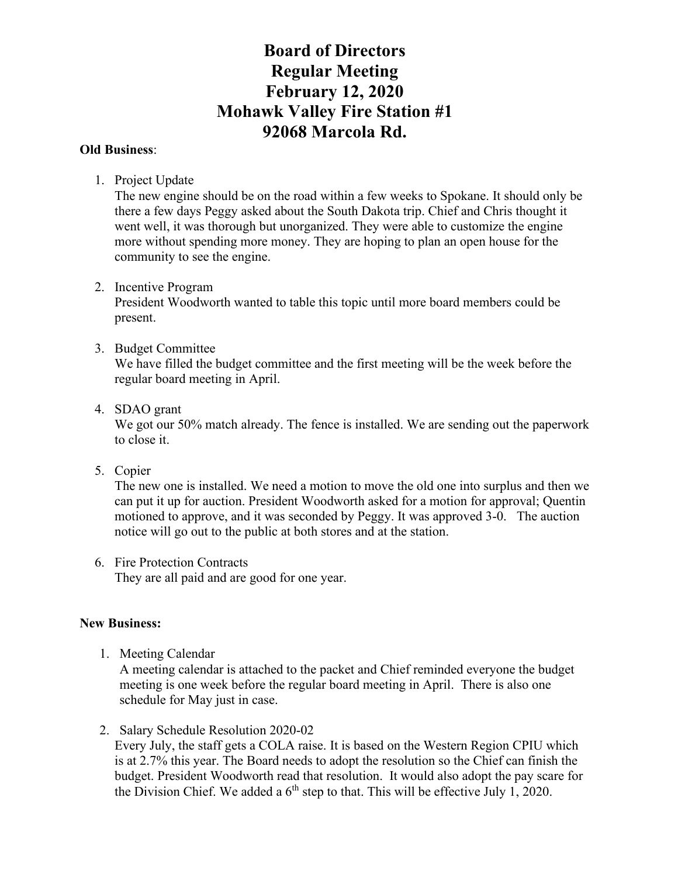# Board of Directors
# Regular Meeting
# February 12, 2020
# Mohawk Valley Fire Station #1
# 92068 Marcola Rd.

**Old Business**:

1. Project Update
   The new engine should be on the road within a few weeks to Spokane. It should only be there a few days Peggy asked about the South Dakota trip. Chief and Chris thought it went well, it was thorough but unorganized. They were able to customize the engine more without spending more money. They are hoping to plan an open house for the community to see the engine.

2. Incentive Program
   President Woodworth wanted to table this topic until more board members could be present.

3. Budget Committee
   We have filled the budget committee and the first meeting will be the week before the regular board meeting in April.

4. SDAO grant
   We got our 50% match already. The fence is installed. We are sending out the paperwork to close it.

5. Copier
   The new one is installed. We need a motion to move the old one into surplus and then we can put it up for auction. President Woodworth asked for a motion for approval; Quentin motioned to approve, and it was seconded by Peggy. It was approved 3-0. The auction notice will go out to the public at both stores and at the station.

6. Fire Protection Contracts
   They are all paid and are good for one year.

**New Business:**

1. Meeting Calendar
   A meeting calendar is attached to the packet and Chief reminded everyone the budget meeting is one week before the regular board meeting in April. There is also one schedule for May just in case.

2. Salary Schedule Resolution 2020-02
   Every July, the staff gets a COLA raise. It is based on the Western Region CPIU which is at 2.7% this year. The Board needs to adopt the resolution so the Chief can finish the budget. President Woodworth read that resolution. It would also adopt the pay scare for the Division Chief. We added a 6th step to that. This will be effective July 1, 2020.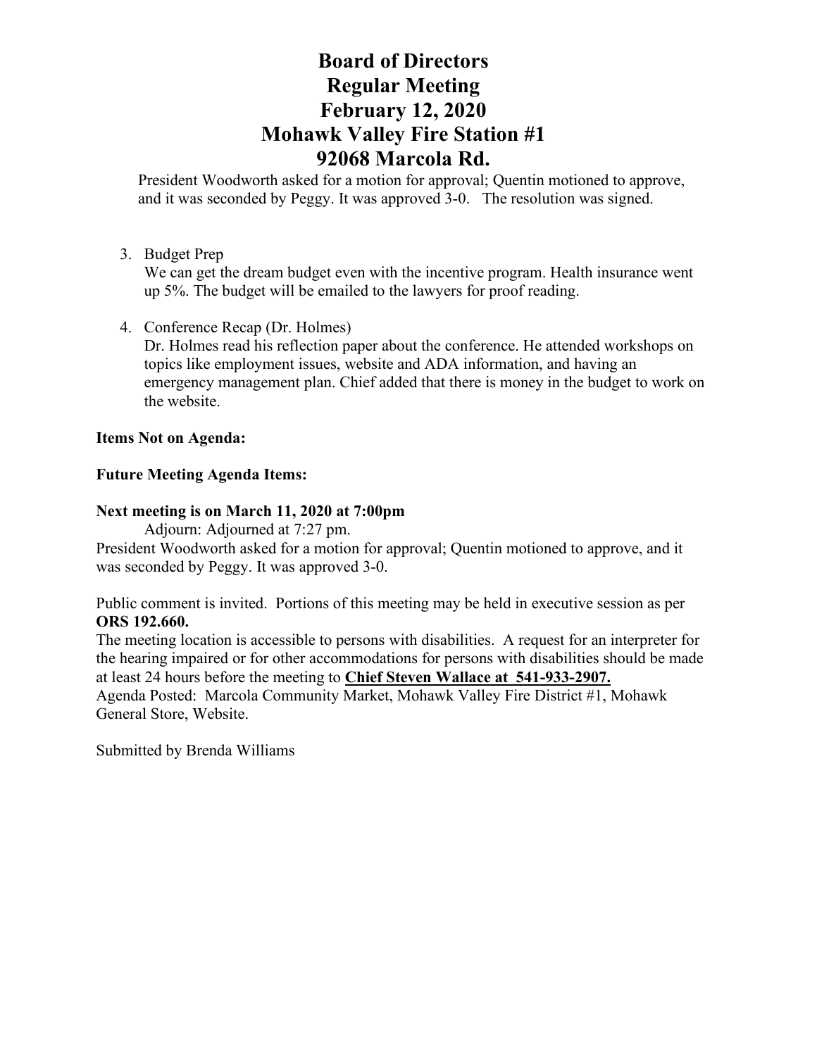# Board of Directors
# Regular Meeting
# February 12, 2020
# Mohawk Valley Fire Station #1
# 92068 Marcola Rd.

President Woodworth asked for a motion for approval; Quentin motioned to approve, and it was seconded by Peggy. It was approved 3-0. The resolution was signed.

3. Budget Prep
   We can get the dream budget even with the incentive program. Health insurance went up 5%. The budget will be emailed to the lawyers for proof reading.

4. Conference Recap (Dr. Holmes)
   Dr. Holmes read his reflection paper about the conference. He attended workshops on topics like employment issues, website and ADA information, and having an emergency management plan. Chief added that there is money in the budget to work on the website.

**Items Not on Agenda:**

**Future Meeting Agenda Items:**

**Next meeting is on March 11, 2020 at 7:00pm**

Adjourn: Adjourned at 7:27 pm.

President Woodworth asked for a motion for approval; Quentin motioned to approve, and it was seconded by Peggy. It was approved 3-0.

Public comment is invited. Portions of this meeting may be held in executive session as per **ORS 192.660.**

The meeting location is accessible to persons with disabilities. A request for an interpreter for the hearing impaired or for other accommodations for persons with disabilities should be made at least 24 hours before the meeting to **Chief Steven Wallace at 541-933-2907.**

Agenda Posted: Marcola Community Market, Mohawk Valley Fire District #1, Mohawk General Store, Website.

Submitted by Brenda Williams